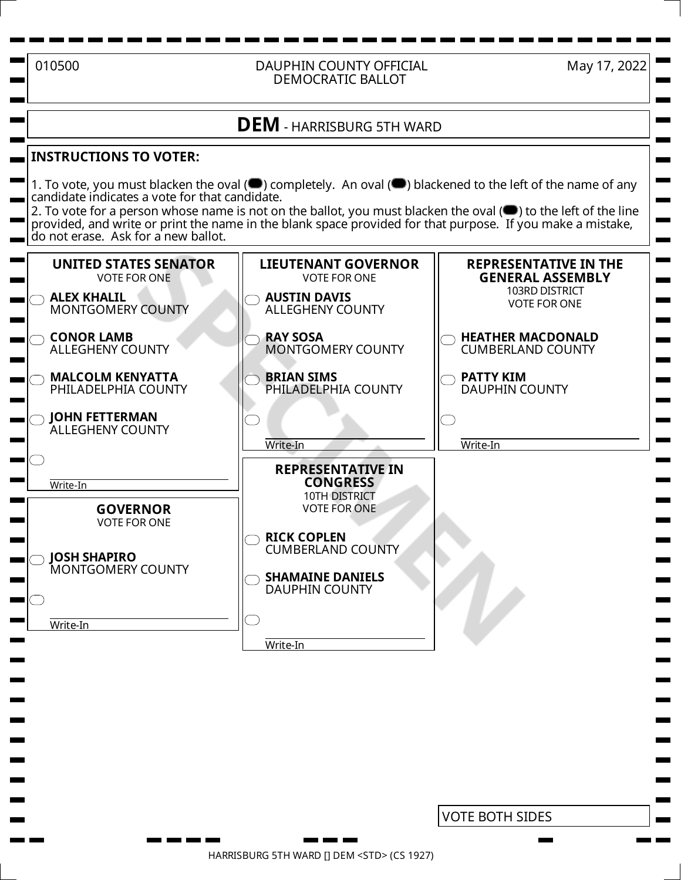010500

DAUPHIN COUNTY OFFICIAL
DEMOCRATIC BALLOT

May 17, 2022

# DEM - HARRISBURG 5TH WARD

**INSTRUCTIONS TO VOTER:**

1. To vote, you must blacken the oval (⬬) completely. An oval (⬬) blackened to the left of the name of any candidate indicates a vote for that candidate.
2. To vote for a person whose name is not on the ballot, you must blacken the oval (⬬) to the left of the line provided, and write or print the name in the blank space provided for that purpose. If you make a mistake, do not erase. Ask for a new ballot.

## UNITED STATES SENATOR
VOTE FOR ONE

- ⬭ **ALEX KHALIL** MONTGOMERY COUNTY
- ⬭ **CONOR LAMB** ALLEGHENY COUNTY
- ⬭ **MALCOLM KENYATTA** PHILADELPHIA COUNTY
- ⬭ **JOHN FETTERMAN** ALLEGHENY COUNTY
- ⬭ ______________ Write-In

## GOVERNOR
VOTE FOR ONE

- ⬭ **JOSH SHAPIRO** MONTGOMERY COUNTY
- ⬭ ______________ Write-In

## LIEUTENANT GOVERNOR
VOTE FOR ONE

- ⬭ **AUSTIN DAVIS** ALLEGHENY COUNTY
- ⬭ **RAY SOSA** MONTGOMERY COUNTY
- ⬭ **BRIAN SIMS** PHILADELPHIA COUNTY
- ⬭ ______________ Write-In

## REPRESENTATIVE IN CONGRESS
10TH DISTRICT
VOTE FOR ONE

- ⬭ **RICK COPLEN** CUMBERLAND COUNTY
- ⬭ **SHAMAINE DANIELS** DAUPHIN COUNTY
- ⬭ ______________ Write-In

## REPRESENTATIVE IN THE GENERAL ASSEMBLY
103RD DISTRICT
VOTE FOR ONE

- ⬭ **HEATHER MACDONALD** CUMBERLAND COUNTY
- ⬭ **PATTY KIM** DAUPHIN COUNTY
- ⬭ ______________ Write-In

VOTE BOTH SIDES

HARRISBURG 5TH WARD [] DEM <STD> (CS 1927)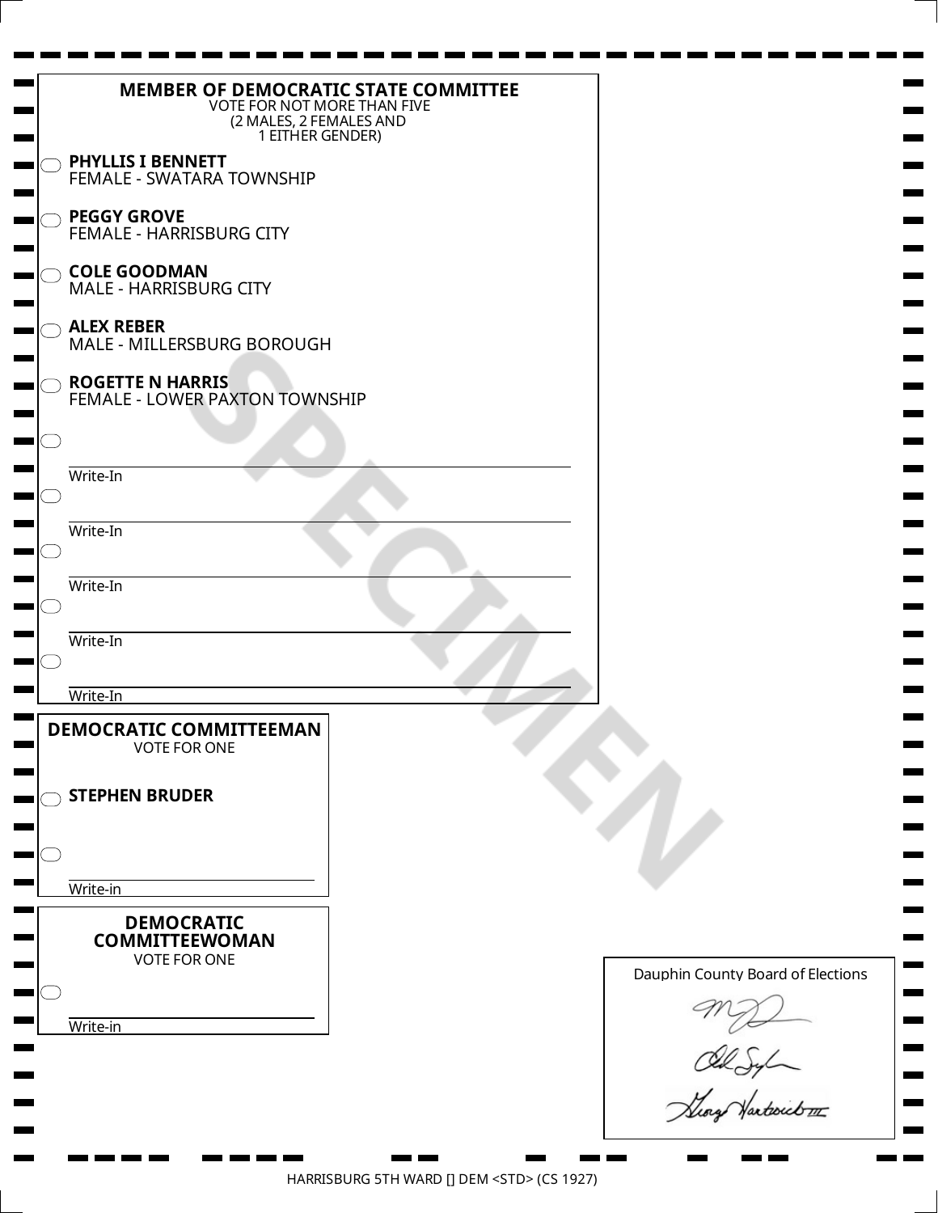## MEMBER OF DEMOCRATIC STATE COMMITTEE

VOTE FOR NOT MORE THAN FIVE
(2 MALES, 2 FEMALES AND
1 EITHER GENDER)

- **PHYLLIS I BENNETT**
  FEMALE - SWATARA TOWNSHIP
- **PEGGY GROVE**
  FEMALE - HARRISBURG CITY
- **COLE GOODMAN**
  MALE - HARRISBURG CITY
- **ALEX REBER**
  MALE - MILLERSBURG BOROUGH
- **ROGETTE N HARRIS**
  FEMALE - LOWER PAXTON TOWNSHIP
- Write-In
- Write-In
- Write-In
- Write-In
- Write-In

## DEMOCRATIC COMMITTEEMAN

VOTE FOR ONE

- **STEPHEN BRUDER**
- Write-in

## DEMOCRATIC COMMITTEEWOMAN

VOTE FOR ONE

- Write-in

Dauphin County Board of Elections

SPECIMEN

HARRISBURG 5TH WARD [] DEM <STD> (CS 1927)